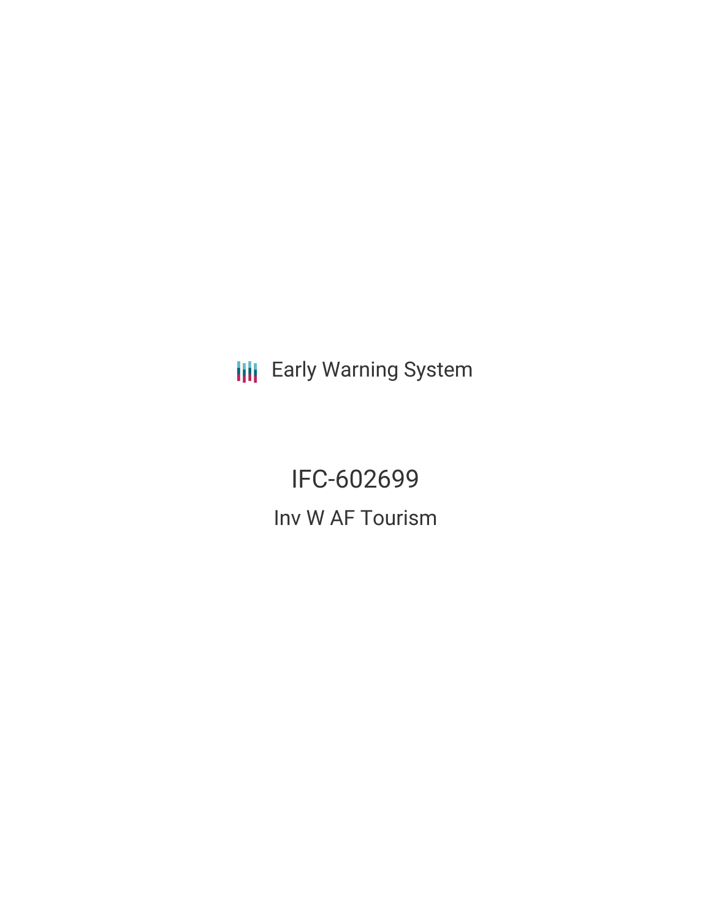Early Warning System

# IFC-602699

## Inv W AF Tourism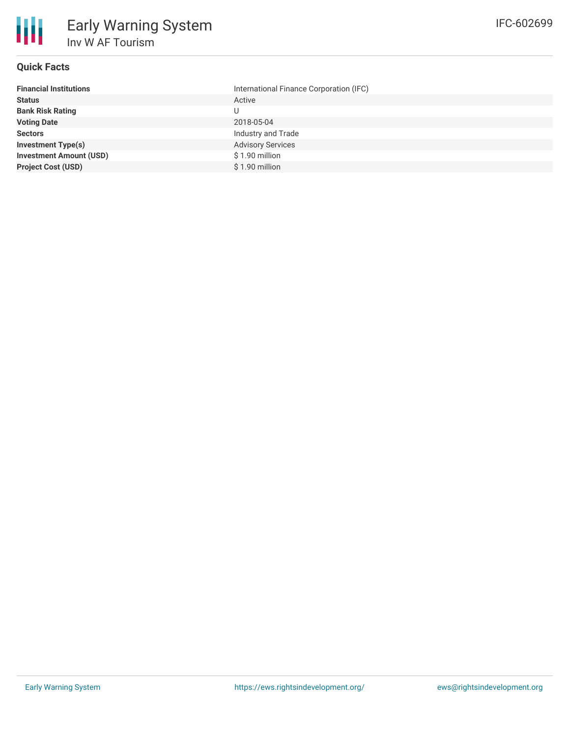# Early Warning System

## Inv W AF Tourism

IFC-602699

### Quick Facts

| | |
|---|---|
| **Financial Institutions** | International Finance Corporation (IFC) |
| **Status** | Active |
| **Bank Risk Rating** | U |
| **Voting Date** | 2018-05-04 |
| **Sectors** | Industry and Trade |
| **Investment Type(s)** | Advisory Services |
| **Investment Amount (USD)** | $ 1.90 million |
| **Project Cost (USD)** | $ 1.90 million |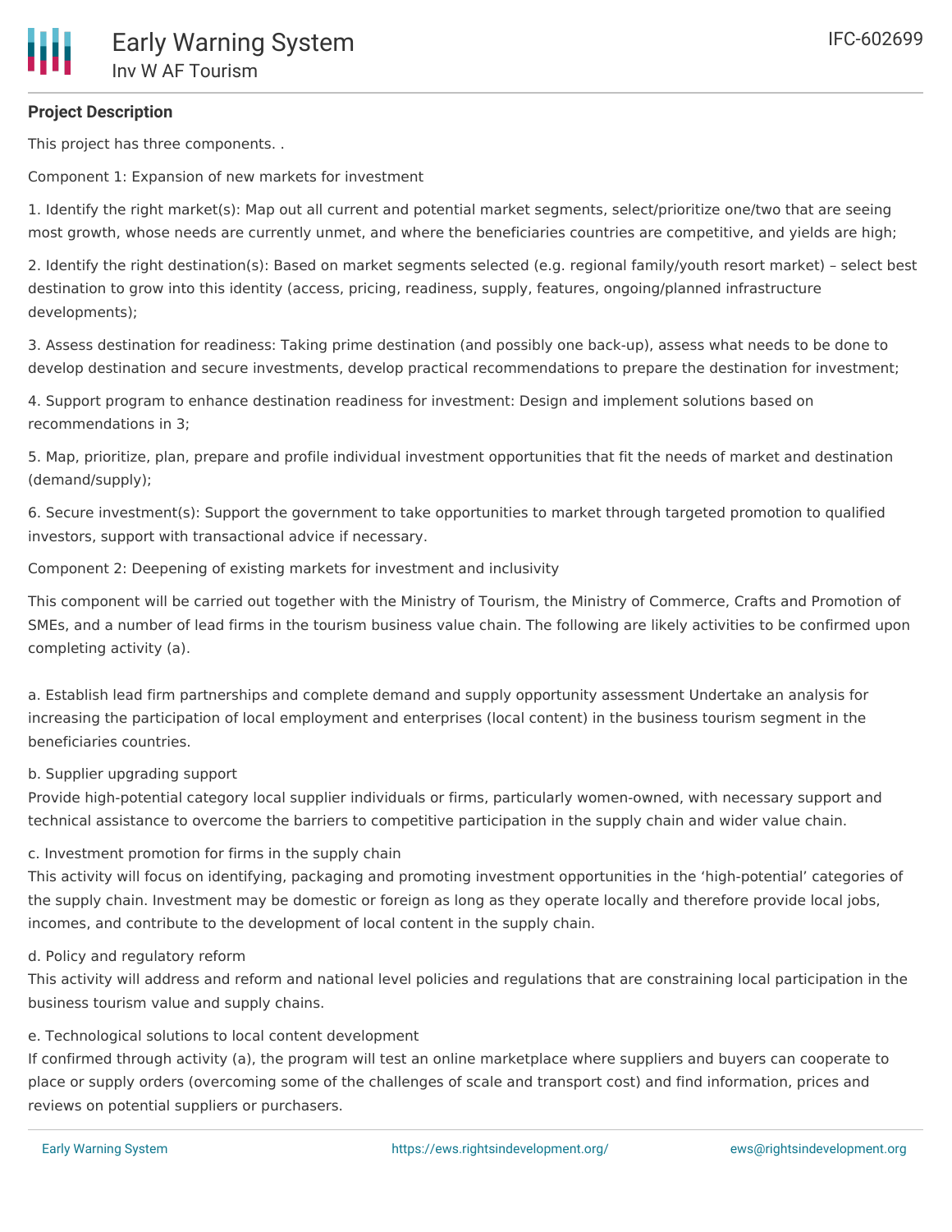**Project Description**

This project has three components. .

Component 1: Expansion of new markets for investment

1. Identify the right market(s): Map out all current and potential market segments, select/prioritize one/two that are seeing most growth, whose needs are currently unmet, and where the beneficiaries countries are competitive, and yields are high;

2. Identify the right destination(s): Based on market segments selected (e.g. regional family/youth resort market) – select best destination to grow into this identity (access, pricing, readiness, supply, features, ongoing/planned infrastructure developments);

3. Assess destination for readiness: Taking prime destination (and possibly one back-up), assess what needs to be done to develop destination and secure investments, develop practical recommendations to prepare the destination for investment;

4. Support program to enhance destination readiness for investment: Design and implement solutions based on recommendations in 3;

5. Map, prioritize, plan, prepare and profile individual investment opportunities that fit the needs of market and destination (demand/supply);

6. Secure investment(s): Support the government to take opportunities to market through targeted promotion to qualified investors, support with transactional advice if necessary.

Component 2: Deepening of existing markets for investment and inclusivity

This component will be carried out together with the Ministry of Tourism, the Ministry of Commerce, Crafts and Promotion of SMEs, and a number of lead firms in the tourism business value chain. The following are likely activities to be confirmed upon completing activity (a).

a. Establish lead firm partnerships and complete demand and supply opportunity assessment Undertake an analysis for increasing the participation of local employment and enterprises (local content) in the business tourism segment in the beneficiaries countries.

b. Supplier upgrading support
Provide high-potential category local supplier individuals or firms, particularly women-owned, with necessary support and technical assistance to overcome the barriers to competitive participation in the supply chain and wider value chain.

c. Investment promotion for firms in the supply chain
This activity will focus on identifying, packaging and promoting investment opportunities in the 'high-potential' categories of the supply chain. Investment may be domestic or foreign as long as they operate locally and therefore provide local jobs, incomes, and contribute to the development of local content in the supply chain.

d. Policy and regulatory reform
This activity will address and reform and national level policies and regulations that are constraining local participation in the business tourism value and supply chains.

e. Technological solutions to local content development
If confirmed through activity (a), the program will test an online marketplace where suppliers and buyers can cooperate to place or supply orders (overcoming some of the challenges of scale and transport cost) and find information, prices and reviews on potential suppliers or purchasers.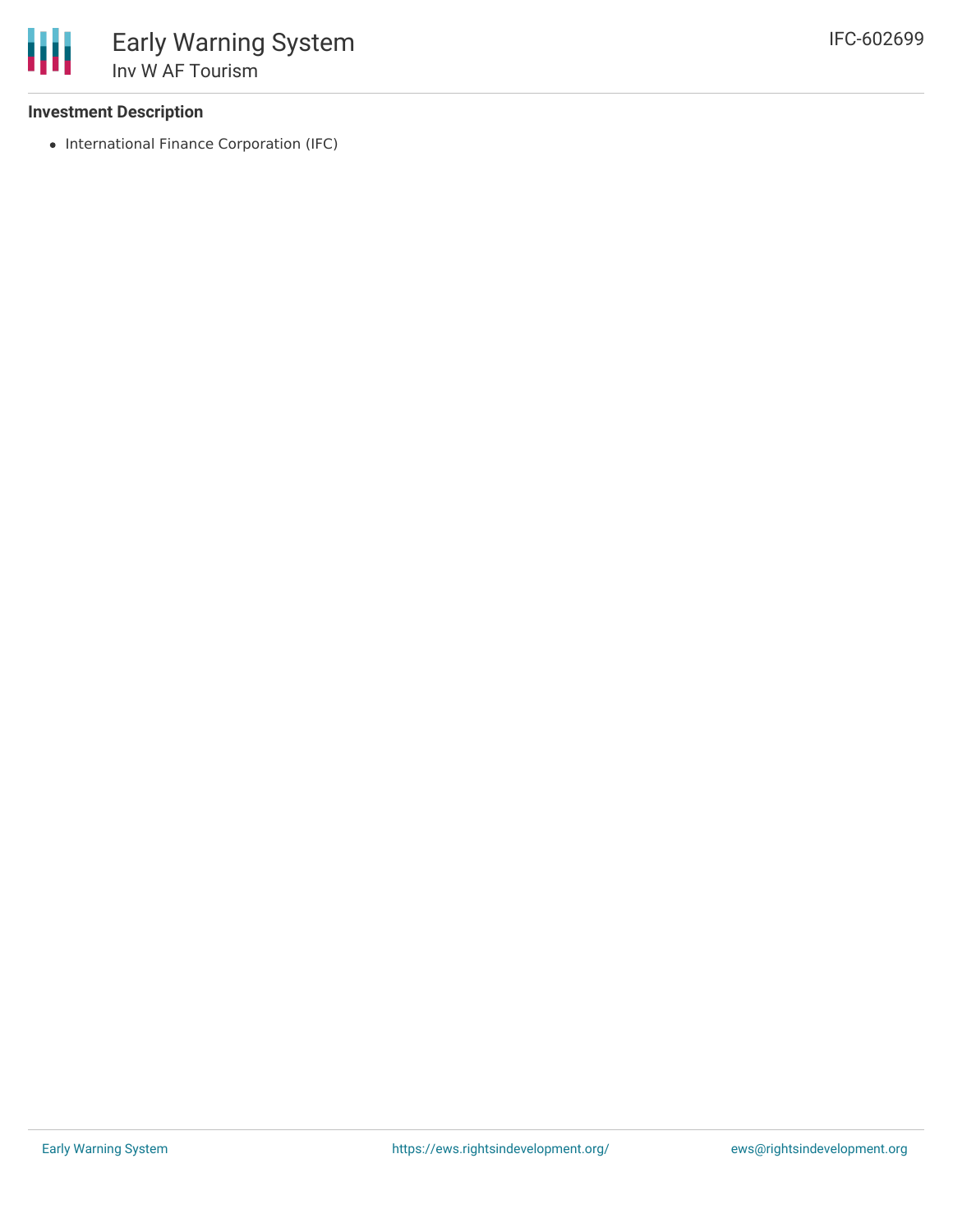### Investment Description

- International Finance Corporation (IFC)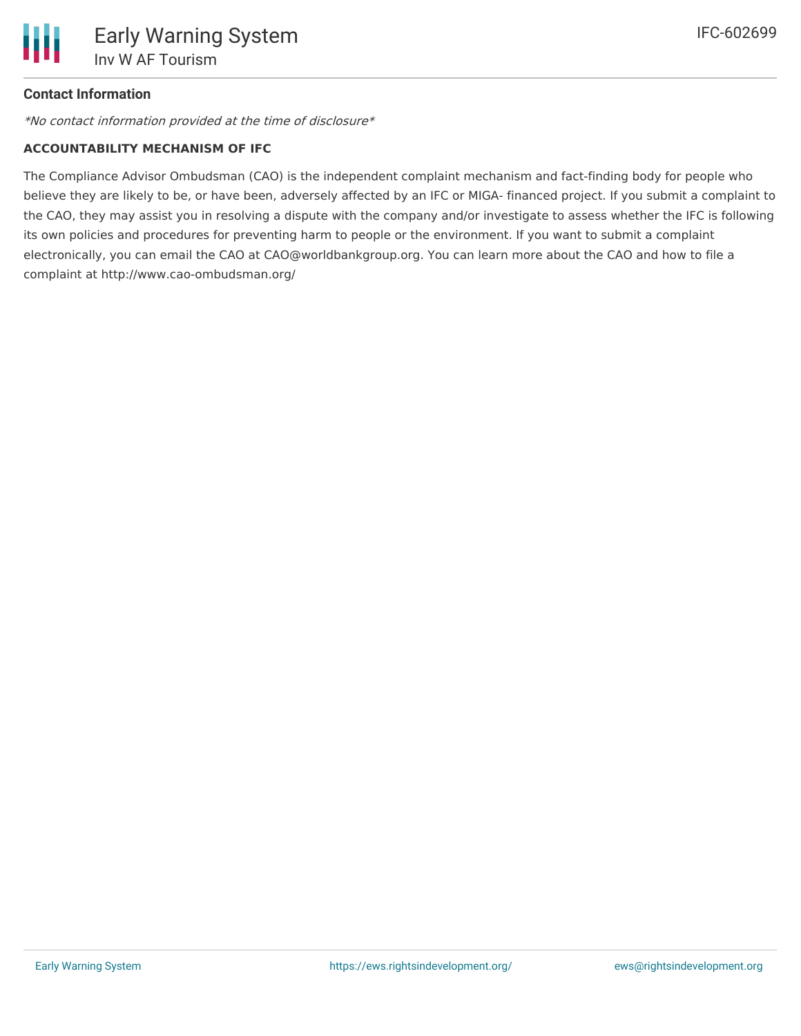## Contact Information

*No contact information provided at the time of disclosure*

**ACCOUNTABILITY MECHANISM OF IFC**

The Compliance Advisor Ombudsman (CAO) is the independent complaint mechanism and fact-finding body for people who believe they are likely to be, or have been, adversely affected by an IFC or MIGA- financed project. If you submit a complaint to the CAO, they may assist you in resolving a dispute with the company and/or investigate to assess whether the IFC is following its own policies and procedures for preventing harm to people or the environment. If you want to submit a complaint electronically, you can email the CAO at CAO@worldbankgroup.org. You can learn more about the CAO and how to file a complaint at http://www.cao-ombudsman.org/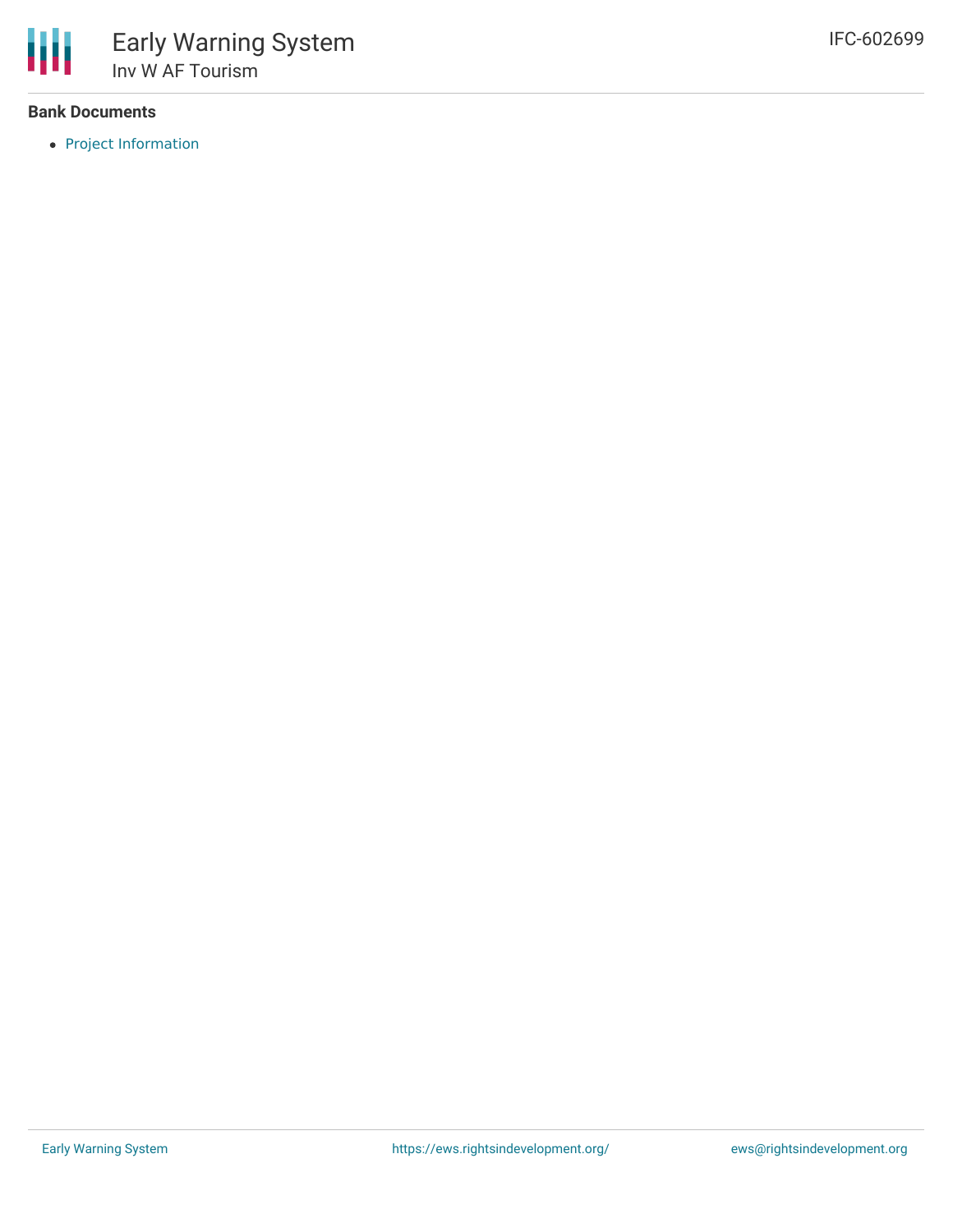**Bank Documents**

- Project Information